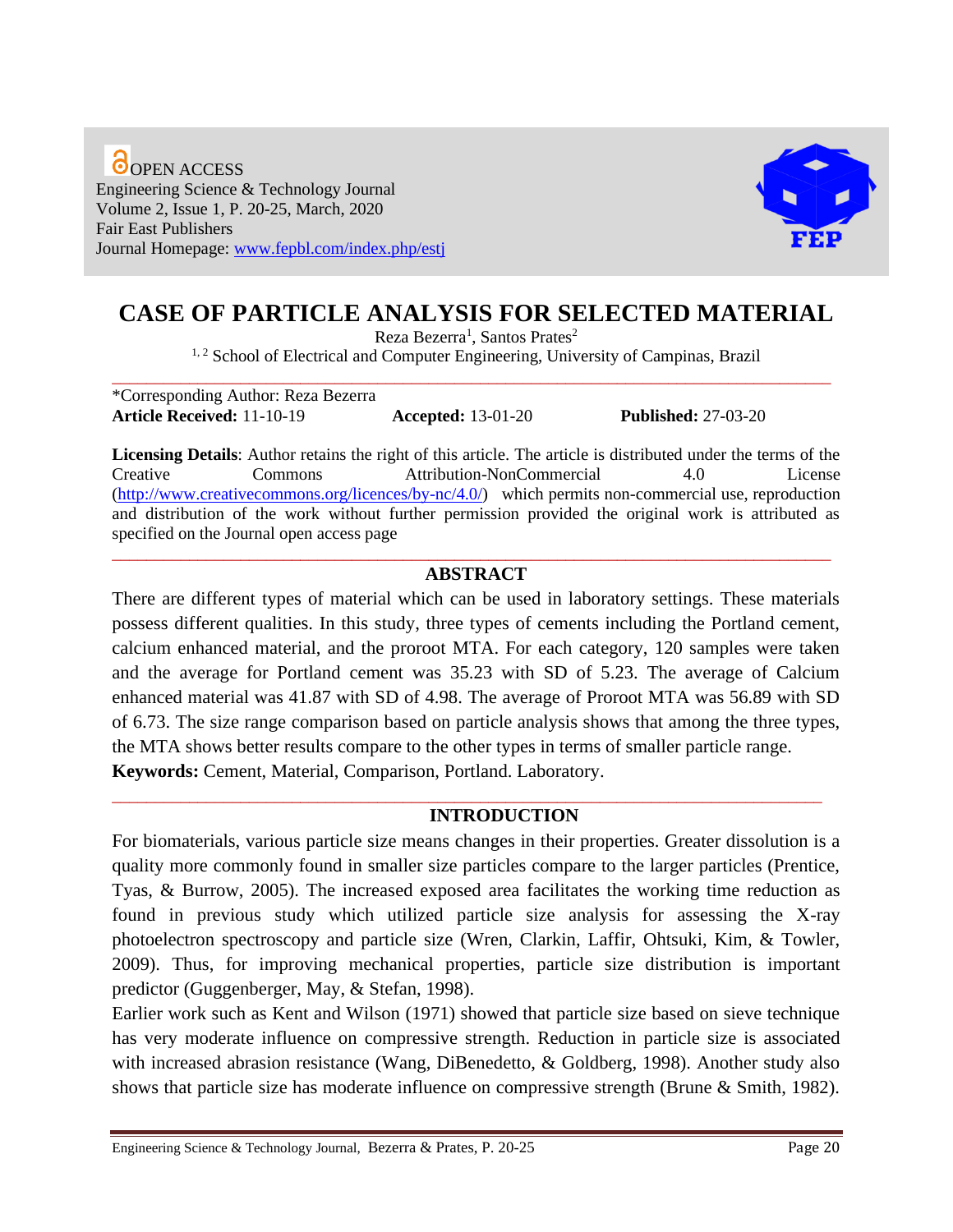OPEN ACCESS
Engineering Science & Technology Journal
Volume 2, Issue 1, P. 20-25, March, 2020
Fair East Publishers
Journal Homepage: www.fepbl.com/index.php/estj

# CASE OF PARTICLE ANALYSIS FOR SELECTED MATERIAL

Reza Bezerra[1], Santos Prates[2]

[1, 2] School of Electrical and Computer Engineering, University of Campinas, Brazil

*Corresponding Author: Reza Bezerra
**Article Received:** 11-10-19 **Accepted:** 13-01-20 **Published:** 27-03-20

**Licensing Details**: Author retains the right of this article. The article is distributed under the terms of the Creative Commons Attribution-NonCommercial 4.0 License (http://www.creativecommons.org/licences/by-nc/4.0/) which permits non-commercial use, reproduction and distribution of the work without further permission provided the original work is attributed as specified on the Journal open access page

## ABSTRACT

There are different types of material which can be used in laboratory settings. These materials possess different qualities. In this study, three types of cements including the Portland cement, calcium enhanced material, and the proroot MTA. For each category, 120 samples were taken and the average for Portland cement was 35.23 with SD of 5.23. The average of Calcium enhanced material was 41.87 with SD of 4.98. The average of Proroot MTA was 56.89 with SD of 6.73. The size range comparison based on particle analysis shows that among the three types, the MTA shows better results compare to the other types in terms of smaller particle range.

**Keywords:** Cement, Material, Comparison, Portland. Laboratory.

## INTRODUCTION

For biomaterials, various particle size means changes in their properties. Greater dissolution is a quality more commonly found in smaller size particles compare to the larger particles (Prentice, Tyas, & Burrow, 2005). The increased exposed area facilitates the working time reduction as found in previous study which utilized particle size analysis for assessing the X-ray photoelectron spectroscopy and particle size (Wren, Clarkin, Laffir, Ohtsuki, Kim, & Towler, 2009). Thus, for improving mechanical properties, particle size distribution is important predictor (Guggenberger, May, & Stefan, 1998).

Earlier work such as Kent and Wilson (1971) showed that particle size based on sieve technique has very moderate influence on compressive strength. Reduction in particle size is associated with increased abrasion resistance (Wang, DiBenedetto, & Goldberg, 1998). Another study also shows that particle size has moderate influence on compressive strength (Brune & Smith, 1982).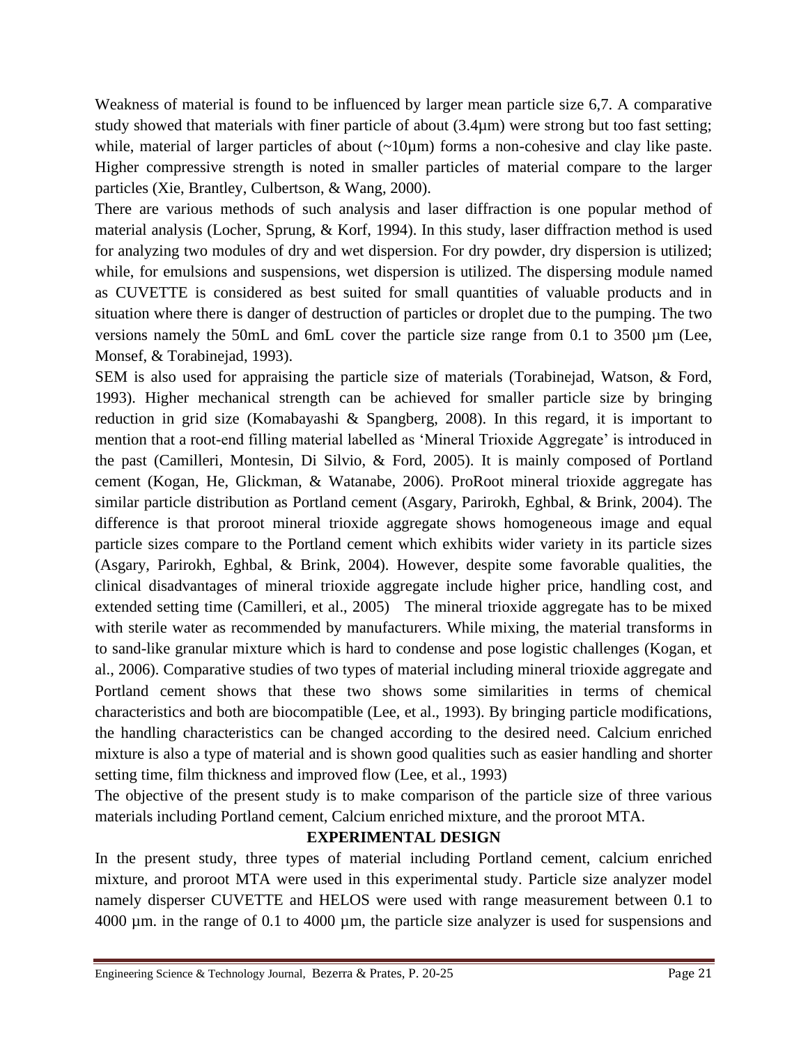Weakness of material is found to be influenced by larger mean particle size 6,7. A comparative study showed that materials with finer particle of about (3.4µm) were strong but too fast setting; while, material of larger particles of about (~10µm) forms a non-cohesive and clay like paste. Higher compressive strength is noted in smaller particles of material compare to the larger particles (Xie, Brantley, Culbertson, & Wang, 2000).

There are various methods of such analysis and laser diffraction is one popular method of material analysis (Locher, Sprung, & Korf, 1994). In this study, laser diffraction method is used for analyzing two modules of dry and wet dispersion. For dry powder, dry dispersion is utilized; while, for emulsions and suspensions, wet dispersion is utilized. The dispersing module named as CUVETTE is considered as best suited for small quantities of valuable products and in situation where there is danger of destruction of particles or droplet due to the pumping. The two versions namely the 50mL and 6mL cover the particle size range from 0.1 to 3500 µm (Lee, Monsef, & Torabinejad, 1993).

SEM is also used for appraising the particle size of materials (Torabinejad, Watson, & Ford, 1993). Higher mechanical strength can be achieved for smaller particle size by bringing reduction in grid size (Komabayashi & Spangberg, 2008). In this regard, it is important to mention that a root-end filling material labelled as 'Mineral Trioxide Aggregate' is introduced in the past (Camilleri, Montesin, Di Silvio, & Ford, 2005). It is mainly composed of Portland cement (Kogan, He, Glickman, & Watanabe, 2006). ProRoot mineral trioxide aggregate has similar particle distribution as Portland cement (Asgary, Parirokh, Eghbal, & Brink, 2004). The difference is that proroot mineral trioxide aggregate shows homogeneous image and equal particle sizes compare to the Portland cement which exhibits wider variety in its particle sizes (Asgary, Parirokh, Eghbal, & Brink, 2004). However, despite some favorable qualities, the clinical disadvantages of mineral trioxide aggregate include higher price, handling cost, and extended setting time (Camilleri, et al., 2005) The mineral trioxide aggregate has to be mixed with sterile water as recommended by manufacturers. While mixing, the material transforms in to sand-like granular mixture which is hard to condense and pose logistic challenges (Kogan, et al., 2006). Comparative studies of two types of material including mineral trioxide aggregate and Portland cement shows that these two shows some similarities in terms of chemical characteristics and both are biocompatible (Lee, et al., 1993). By bringing particle modifications, the handling characteristics can be changed according to the desired need. Calcium enriched mixture is also a type of material and is shown good qualities such as easier handling and shorter setting time, film thickness and improved flow (Lee, et al., 1993)

The objective of the present study is to make comparison of the particle size of three various materials including Portland cement, Calcium enriched mixture, and the proroot MTA.

## EXPERIMENTAL DESIGN

In the present study, three types of material including Portland cement, calcium enriched mixture, and proroot MTA were used in this experimental study. Particle size analyzer model namely disperser CUVETTE and HELOS were used with range measurement between 0.1 to 4000 µm. in the range of 0.1 to 4000 µm, the particle size analyzer is used for suspensions and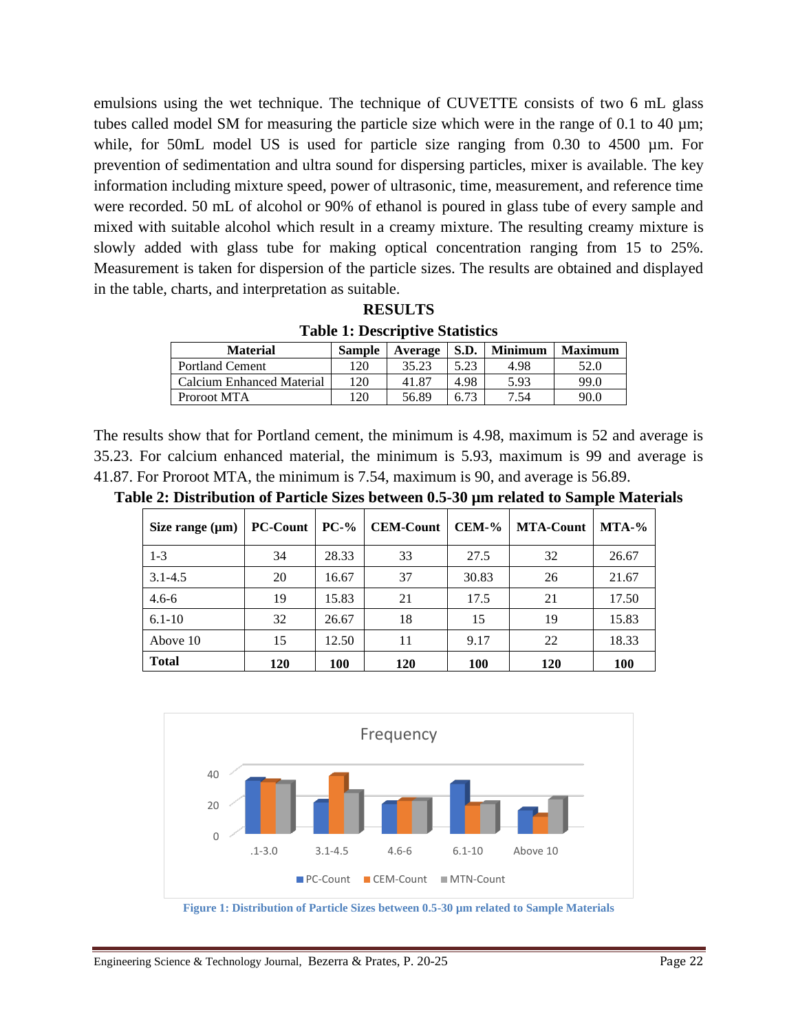emulsions using the wet technique. The technique of CUVETTE consists of two 6 mL glass tubes called model SM for measuring the particle size which were in the range of 0.1 to 40 µm; while, for 50mL model US is used for particle size ranging from 0.30 to 4500 µm. For prevention of sedimentation and ultra sound for dispersing particles, mixer is available. The key information including mixture speed, power of ultrasonic, time, measurement, and reference time were recorded. 50 mL of alcohol or 90% of ethanol is poured in glass tube of every sample and mixed with suitable alcohol which result in a creamy mixture. The resulting creamy mixture is slowly added with glass tube for making optical concentration ranging from 15 to 25%. Measurement is taken for dispersion of the particle sizes. The results are obtained and displayed in the table, charts, and interpretation as suitable.

## RESULTS

**Table 1: Descriptive Statistics**

| Material | Sample | Average | S.D. | Minimum | Maximum |
|---|---|---|---|---|---|
| Portland Cement | 120 | 35.23 | 5.23 | 4.98 | 52.0 |
| Calcium Enhanced Material | 120 | 41.87 | 4.98 | 5.93 | 99.0 |
| Proroot MTA | 120 | 56.89 | 6.73 | 7.54 | 90.0 |

The results show that for Portland cement, the minimum is 4.98, maximum is 52 and average is 35.23. For calcium enhanced material, the minimum is 5.93, maximum is 99 and average is 41.87. For Proroot MTA, the minimum is 7.54, maximum is 90, and average is 56.89.

**Table 2: Distribution of Particle Sizes between 0.5-30 µm related to Sample Materials**

| Size range (µm) | PC-Count | PC-% | CEM-Count | CEM-% | MTA-Count | MTA-% |
|---|---|---|---|---|---|---|
| 1-3 | 34 | 28.33 | 33 | 27.5 | 32 | 26.67 |
| 3.1-4.5 | 20 | 16.67 | 37 | 30.83 | 26 | 21.67 |
| 4.6-6 | 19 | 15.83 | 21 | 17.5 | 21 | 17.50 |
| 6.1-10 | 32 | 26.67 | 18 | 15 | 19 | 15.83 |
| Above 10 | 15 | 12.50 | 11 | 9.17 | 22 | 18.33 |
| **Total** | **120** | **100** | **120** | **100** | **120** | **100** |

Figure 1: Distribution of Particle Sizes between 0.5-30 µm related to Sample Materials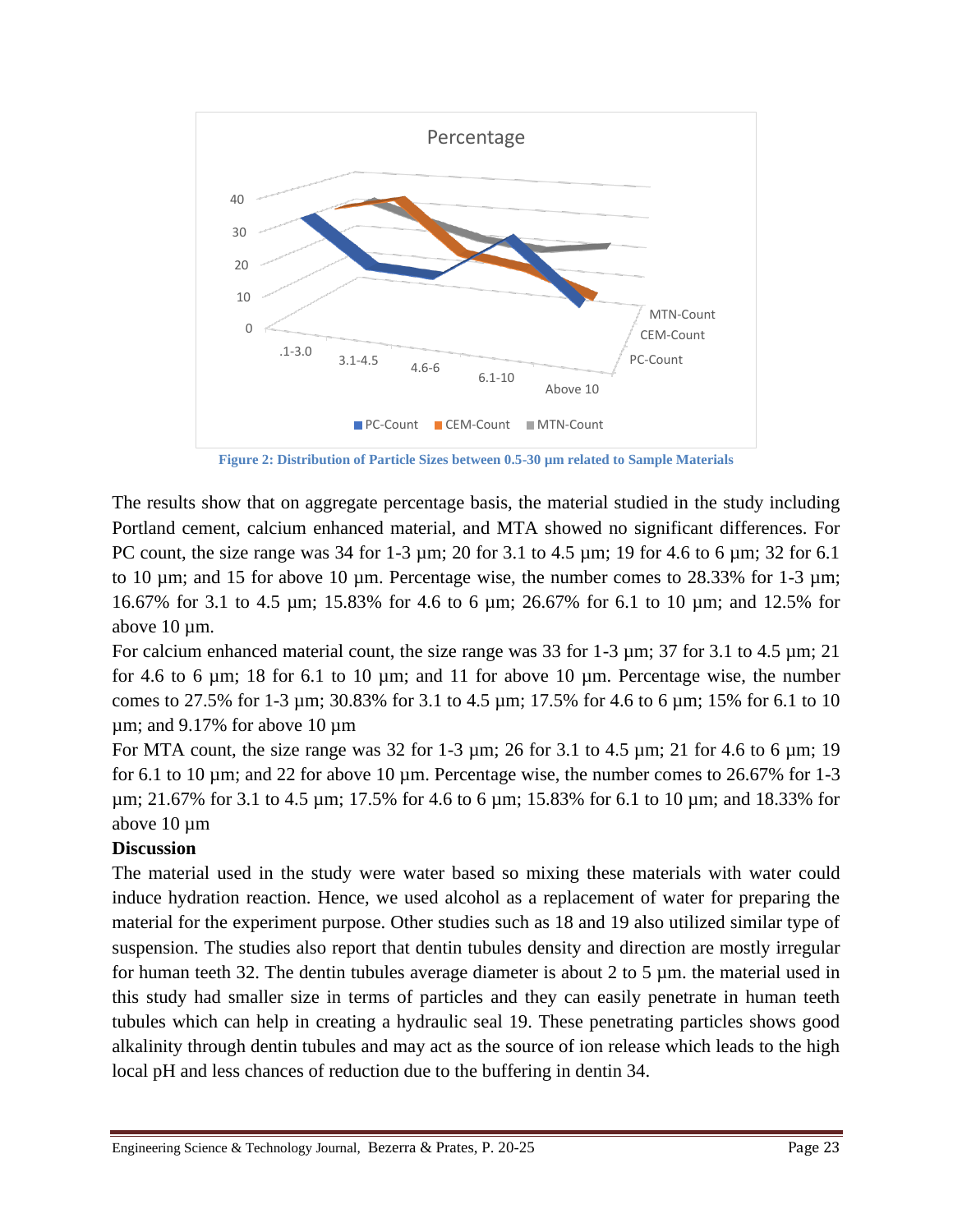Figure 2: Distribution of Particle Sizes between 0.5-30 µm related to Sample Materials

The results show that on aggregate percentage basis, the material studied in the study including Portland cement, calcium enhanced material, and MTA showed no significant differences. For PC count, the size range was 34 for 1-3 µm; 20 for 3.1 to 4.5 µm; 19 for 4.6 to 6 µm; 32 for 6.1 to 10 µm; and 15 for above 10 µm. Percentage wise, the number comes to 28.33% for 1-3 µm; 16.67% for 3.1 to 4.5 µm; 15.83% for 4.6 to 6 µm; 26.67% for 6.1 to 10 µm; and 12.5% for above 10 µm.

For calcium enhanced material count, the size range was 33 for 1-3 µm; 37 for 3.1 to 4.5 µm; 21 for 4.6 to 6 µm; 18 for 6.1 to 10 µm; and 11 for above 10 µm. Percentage wise, the number comes to 27.5% for 1-3 µm; 30.83% for 3.1 to 4.5 µm; 17.5% for 4.6 to 6 µm; 15% for 6.1 to 10 µm; and 9.17% for above 10 µm

For MTA count, the size range was 32 for 1-3 µm; 26 for 3.1 to 4.5 µm; 21 for 4.6 to 6 µm; 19 for 6.1 to 10 µm; and 22 for above 10 µm. Percentage wise, the number comes to 26.67% for 1-3 µm; 21.67% for 3.1 to 4.5 µm; 17.5% for 4.6 to 6 µm; 15.83% for 6.1 to 10 µm; and 18.33% for above 10 µm

**Discussion**

The material used in the study were water based so mixing these materials with water could induce hydration reaction. Hence, we used alcohol as a replacement of water for preparing the material for the experiment purpose. Other studies such as 18 and 19 also utilized similar type of suspension. The studies also report that dentin tubules density and direction are mostly irregular for human teeth 32. The dentin tubules average diameter is about 2 to 5 µm. the material used in this study had smaller size in terms of particles and they can easily penetrate in human teeth tubules which can help in creating a hydraulic seal 19. These penetrating particles shows good alkalinity through dentin tubules and may act as the source of ion release which leads to the high local pH and less chances of reduction due to the buffering in dentin 34.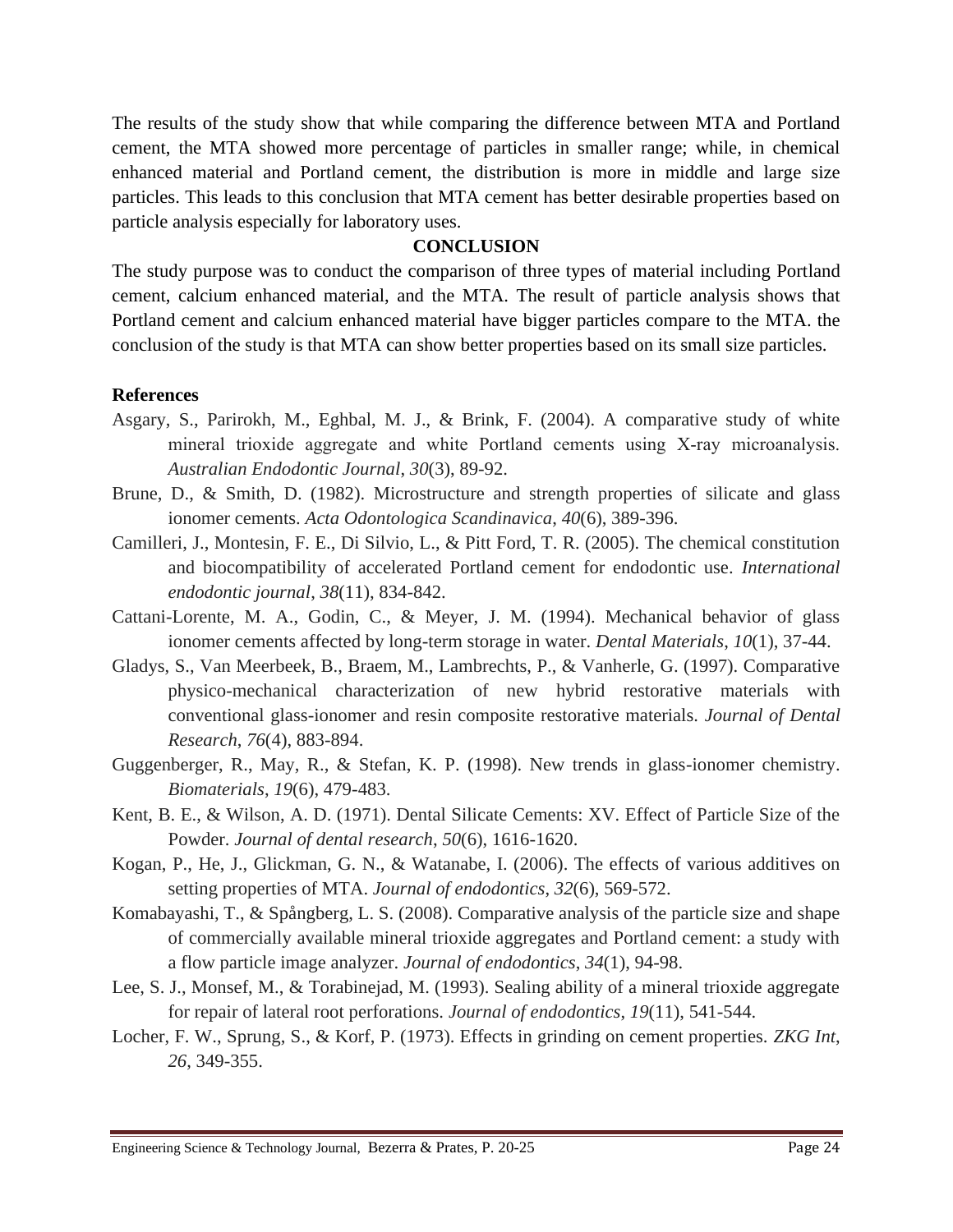The results of the study show that while comparing the difference between MTA and Portland cement, the MTA showed more percentage of particles in smaller range; while, in chemical enhanced material and Portland cement, the distribution is more in middle and large size particles. This leads to this conclusion that MTA cement has better desirable properties based on particle analysis especially for laboratory uses.

## CONCLUSION

The study purpose was to conduct the comparison of three types of material including Portland cement, calcium enhanced material, and the MTA. The result of particle analysis shows that Portland cement and calcium enhanced material have bigger particles compare to the MTA. the conclusion of the study is that MTA can show better properties based on its small size particles.

## References

Asgary, S., Parirokh, M., Eghbal, M. J., & Brink, F. (2004). A comparative study of white mineral trioxide aggregate and white Portland cements using X-ray microanalysis. *Australian Endodontic Journal*, *30*(3), 89-92.

Brune, D., & Smith, D. (1982). Microstructure and strength properties of silicate and glass ionomer cements. *Acta Odontologica Scandinavica*, *40*(6), 389-396.

Camilleri, J., Montesin, F. E., Di Silvio, L., & Pitt Ford, T. R. (2005). The chemical constitution and biocompatibility of accelerated Portland cement for endodontic use. *International endodontic journal*, *38*(11), 834-842.

Cattani-Lorente, M. A., Godin, C., & Meyer, J. M. (1994). Mechanical behavior of glass ionomer cements affected by long-term storage in water. *Dental Materials*, *10*(1), 37-44.

Gladys, S., Van Meerbeek, B., Braem, M., Lambrechts, P., & Vanherle, G. (1997). Comparative physico-mechanical characterization of new hybrid restorative materials with conventional glass-ionomer and resin composite restorative materials. *Journal of Dental Research*, *76*(4), 883-894.

Guggenberger, R., May, R., & Stefan, K. P. (1998). New trends in glass-ionomer chemistry. *Biomaterials*, *19*(6), 479-483.

Kent, B. E., & Wilson, A. D. (1971). Dental Silicate Cements: XV. Effect of Particle Size of the Powder. *Journal of dental research*, *50*(6), 1616-1620.

Kogan, P., He, J., Glickman, G. N., & Watanabe, I. (2006). The effects of various additives on setting properties of MTA. *Journal of endodontics*, *32*(6), 569-572.

Komabayashi, T., & Spångberg, L. S. (2008). Comparative analysis of the particle size and shape of commercially available mineral trioxide aggregates and Portland cement: a study with a flow particle image analyzer. *Journal of endodontics*, *34*(1), 94-98.

Lee, S. J., Monsef, M., & Torabinejad, M. (1993). Sealing ability of a mineral trioxide aggregate for repair of lateral root perforations. *Journal of endodontics*, *19*(11), 541-544.

Locher, F. W., Sprung, S., & Korf, P. (1973). Effects in grinding on cement properties. *ZKG Int*, *26*, 349-355.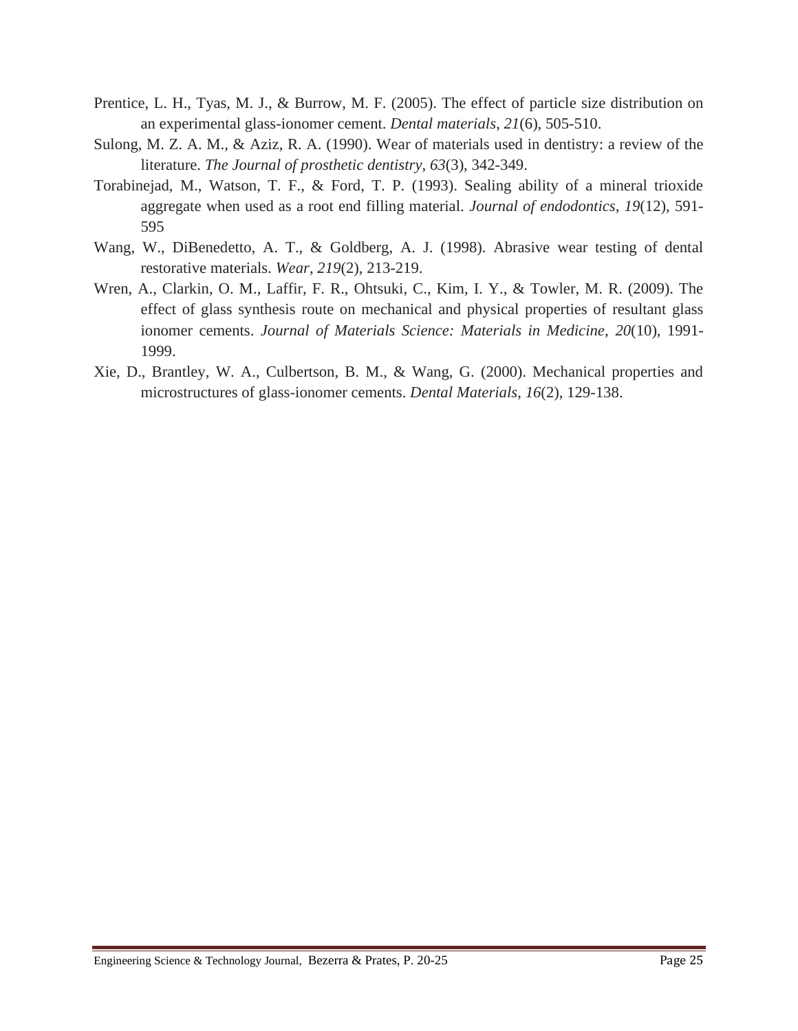Prentice, L. H., Tyas, M. J., & Burrow, M. F. (2005). The effect of particle size distribution on an experimental glass-ionomer cement. *Dental materials*, *21*(6), 505-510.

Sulong, M. Z. A. M., & Aziz, R. A. (1990). Wear of materials used in dentistry: a review of the literature. *The Journal of prosthetic dentistry*, *63*(3), 342-349.

Torabinejad, M., Watson, T. F., & Ford, T. P. (1993). Sealing ability of a mineral trioxide aggregate when used as a root end filling material. *Journal of endodontics*, *19*(12), 591-595

Wang, W., DiBenedetto, A. T., & Goldberg, A. J. (1998). Abrasive wear testing of dental restorative materials. *Wear*, *219*(2), 213-219.

Wren, A., Clarkin, O. M., Laffir, F. R., Ohtsuki, C., Kim, I. Y., & Towler, M. R. (2009). The effect of glass synthesis route on mechanical and physical properties of resultant glass ionomer cements. *Journal of Materials Science: Materials in Medicine*, *20*(10), 1991-1999.

Xie, D., Brantley, W. A., Culbertson, B. M., & Wang, G. (2000). Mechanical properties and microstructures of glass-ionomer cements. *Dental Materials*, *16*(2), 129-138.